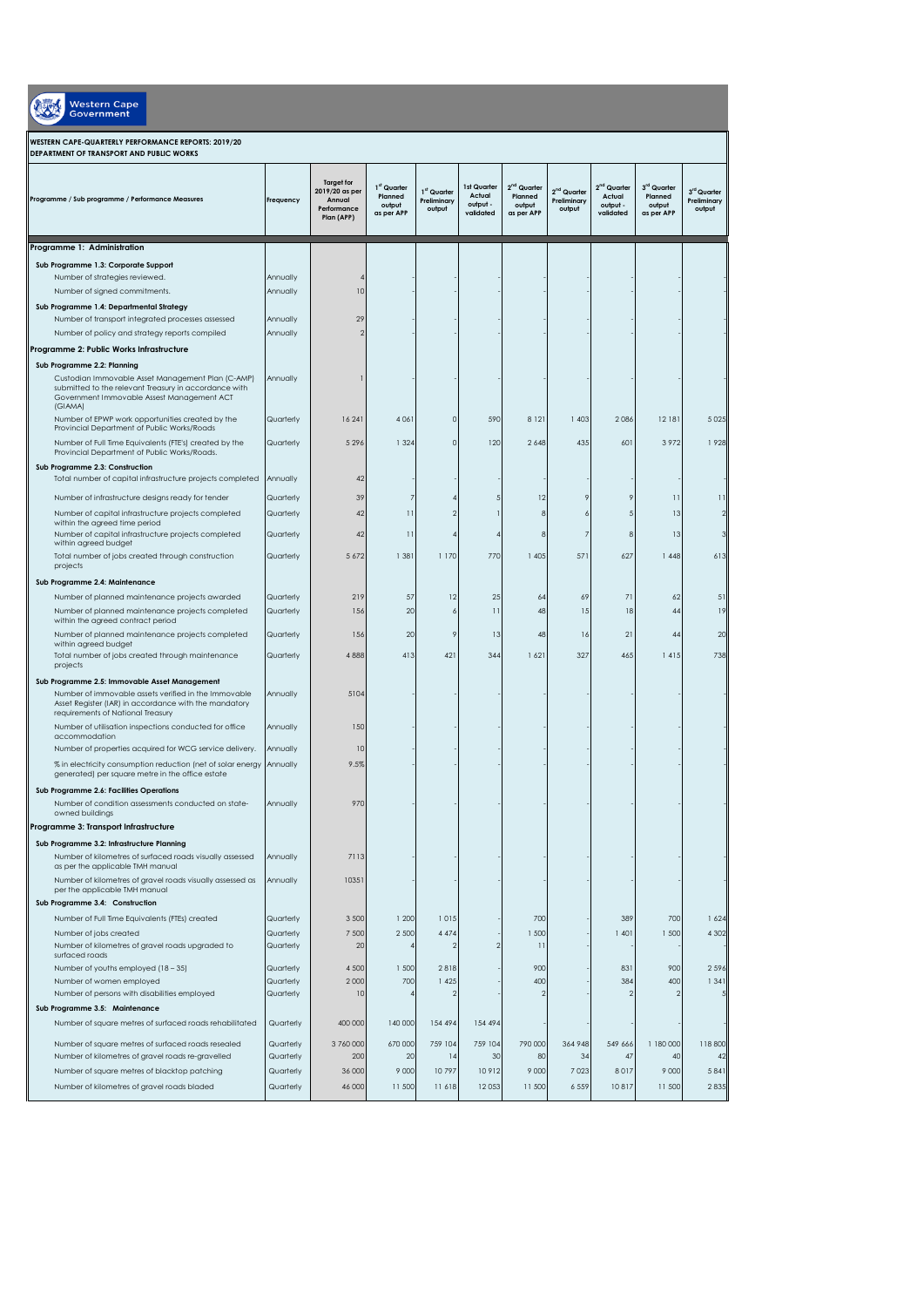Western Cape Government

**WESTERN CAPE-QUARTERLY PERFORMANCE REPORTS: 2019/20**
**DEPARTMENT OF TRANSPORT AND PUBLIC WORKS**

| Programme / Sub programme / Performance Measures | Frequency | Target for 2019/20 as per Annual Performance Plan (APP) | 1st Quarter Planned output as per APP | 1st Quarter Preliminary output | 1st Quarter Actual output - validated | 2nd Quarter Planned output as per APP | 2nd Quarter Preliminary output | 2nd Quarter Actual output - validated | 3rd Quarter Planned output as per APP | 3rd Quarter Preliminary output |
|---|---|---|---|---|---|---|---|---|---|---|
| **Programme 1: Administration** | | | | | | | | | | |
| **Sub Programme 1.3: Corporate Support** | | | | | | | | | | |
| Number of strategies reviewed. | Annually | 4 | - | - | - | - | - | - | - | - |
| Number of signed commitments. | Annually | 10 | - | - | - | - | - | - | - | - |
| **Sub Programme 1.4: Departmental Strategy** | | | | | | | | | | |
| Number of transport integrated processes assessed | Annually | 29 | - | - | - | - | - | - | - | - |
| Number of policy and strategy reports compiled | Annually | 2 | - | - | - | - | - | - | - | - |
| **Programme 2: Public Works Infrastructure** | | | | | | | | | | |
| **Sub Programme 2.2: Planning** | | | | | | | | | | |
| Custodian Immovable Asset Management Plan (C-AMP) submitted to the relevant Treasury in accordance with Government Immovable Asset Management ACT (GIAMA) | Annually | 1 | - | - | - | - | - | - | - | - |
| Number of EPWP work opportunities created by the Provincial Department of Public Works/Roads | Quarterly | 16 241 | 4 061 | 0 | 590 | 8 121 | 1 403 | 2 086 | 12 181 | 5 025 |
| Number of Full Time Equivalents (FTE's) created by the Provincial Department of Public Works/Roads. | Quarterly | 5 296 | 1 324 | 0 | 120 | 2 648 | 435 | 601 | 3 972 | 1 928 |
| **Sub Programme 2.3: Construction** | | | | | | | | | | |
| Total number of capital infrastructure projects completed | Annually | 42 | - | - | - | - | - | - | - | - |
| Number of infrastructure designs ready for tender | Quarterly | 39 | 7 | 4 | 5 | 12 | 9 | 9 | 11 | 11 |
| Number of capital infrastructure projects completed within the agreed time period | Quarterly | 42 | 11 | 2 | 1 | 8 | 6 | 5 | 13 | 2 |
| Number of capital infrastructure projects completed within agreed budget | Quarterly | 42 | 11 | 4 | 4 | 8 | 7 | 8 | 13 | 3 |
| Total number of jobs created through construction projects | Quarterly | 5 672 | 1 381 | 1 170 | 770 | 1 405 | 571 | 627 | 1 448 | 613 |
| **Sub Programme 2.4: Maintenance** | | | | | | | | | | |
| Number of planned maintenance projects awarded | Quarterly | 219 | 57 | 12 | 25 | 64 | 69 | 71 | 62 | 51 |
| Number of planned maintenance projects completed within the agreed contract period | Quarterly | 156 | 20 | 6 | 11 | 48 | 15 | 18 | 44 | 19 |
| Number of planned maintenance projects completed within agreed budget | Quarterly | 156 | 20 | 9 | 13 | 48 | 16 | 21 | 44 | 20 |
| Total number of jobs created through maintenance projects | Quarterly | 4 888 | 413 | 421 | 344 | 1 621 | 327 | 465 | 1 415 | 738 |
| **Sub Programme 2.5: Immovable Asset Management** | | | | | | | | | | |
| Number of immovable assets verified in the Immovable Asset Register (IAR) in accordance with the mandatory requirements of National Treasury | Annually | 5104 | - | - | - | - | - | - | - | - |
| Number of utilisation inspections conducted for office accommodation | Annually | 150 | - | - | - | - | - | - | - | - |
| Number of properties acquired for WCG service delivery. | Annually | 10 | - | - | - | - | - | - | - | - |
| % in electricity consumption reduction (net of solar energy generated) per square metre in the office estate | Annually | 9.5% | - | - | - | - | - | - | - | - |
| **Sub Programme 2.6: Facilities Operations** | | | | | | | | | | |
| Number of condition assessments conducted on state-owned buildings | Annually | 970 | - | - | - | - | - | - | - | - |
| **Programme 3: Transport Infrastructure** | | | | | | | | | | |
| **Sub Programme 3.2: Infrastructure Planning** | | | | | | | | | | |
| Number of kilometres of surfaced roads visually assessed as per the applicable TMH manual | Annually | 7113 | - | - | - | - | - | - | - | - |
| Number of kilometres of gravel roads visually assessed as per the applicable TMH manual | Annually | 10351 | - | - | - | - | - | - | - | - |
| **Sub Programme 3.4: Construction** | | | | | | | | | | |
| Number of Full Time Equivalents (FTEs) created | Quarterly | 3 500 | 1 200 | 1 015 | - | 700 | - | 389 | 700 | 1 624 |
| Number of jobs created | Quarterly | 7 500 | 2 500 | 4 474 | - | 1 500 | - | 1 401 | 1 500 | 4 302 |
| Number of kilometres of gravel roads upgraded to surfaced roads | Quarterly | 20 | 4 | 2 | 2 | 11 | - | - | - | - |
| Number of youths employed (18 – 35) | Quarterly | 4 500 | 1 500 | 2 818 | - | 900 | - | 831 | 900 | 2 596 |
| Number of women employed | Quarterly | 2 000 | 700 | 1 425 | - | 400 | - | 384 | 400 | 1 341 |
| Number of persons with disabilities employed | Quarterly | 10 | 4 | 2 | - | 2 | - | 2 | 2 | 5 |
| **Sub Programme 3.5: Maintenance** | | | | | | | | | | |
| Number of square metres of surfaced roads rehabilitated | Quarterly | 400 000 | 140 000 | 154 494 | 154 494 | - | - | - | - | - |
| Number of square metres of surfaced roads resealed | Quarterly | 3 760 000 | 670 000 | 759 104 | 759 104 | 790 000 | 364 948 | 549 666 | 1 180 000 | 118 800 |
| Number of kilometres of gravel roads re-gravelled | Quarterly | 200 | 20 | 14 | 30 | 80 | 34 | 47 | 40 | 42 |
| Number of square metres of blacktop patching | Quarterly | 36 000 | 9 000 | 10 797 | 10 912 | 9 000 | 7 023 | 8 017 | 9 000 | 5 841 |
| Number of kilometres of gravel roads bladed | Quarterly | 46 000 | 11 500 | 11 618 | 12 053 | 11 500 | 6 559 | 10 817 | 11 500 | 2 835 |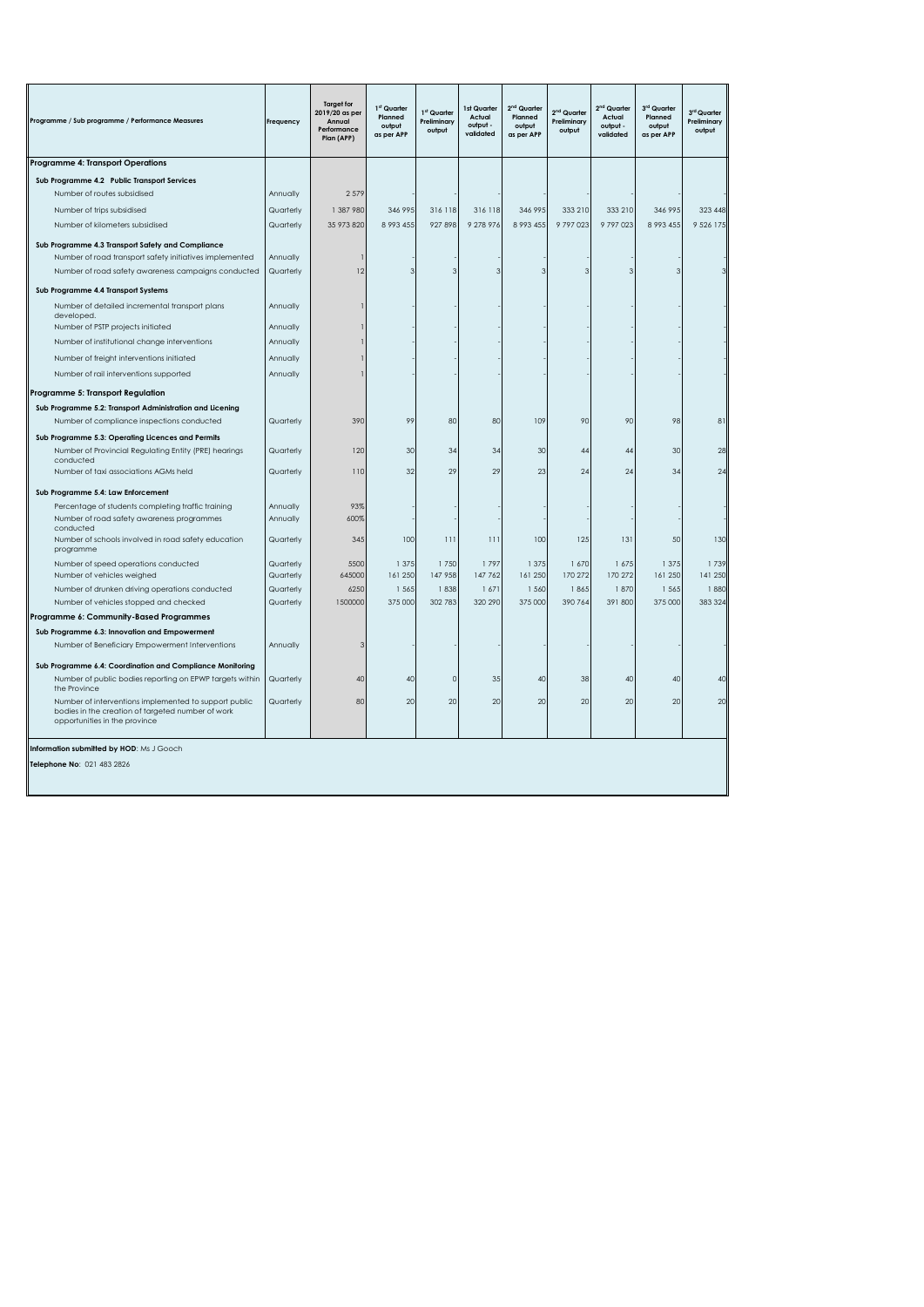| Programme / Sub programme / Performance Measures | Frequency | Target for 2019/20 as per Annual Performance Plan (APP) | 1st Quarter Planned output as per APP | 1st Quarter Preliminary output | 1st Quarter Actual output - validated | 2nd Quarter Planned output as per APP | 2nd Quarter Preliminary output | 2nd Quarter Actual output - validated | 3rd Quarter Planned output as per APP | 3rd Quarter Preliminary output |
|---|---|---|---|---|---|---|---|---|---|---|
| **Programme 4: Transport Operations** | | | | | | | | | | |
| **Sub Programme 4.2 Public Transport Services** | | | | | | | | | | |
| Number of routes subsidised | Annually | 2 579 | - | - | - | - | - | - | - | - |
| Number of trips subsidised | Quarterly | 1 387 980 | 346 995 | 316 118 | 316 118 | 346 995 | 333 210 | 333 210 | 346 995 | 323 448 |
| Number of kilometers subsidised | Quarterly | 35 973 820 | 8 993 455 | 927 898 | 9 278 976 | 8 993 455 | 9 797 023 | 9 797 023 | 8 993 455 | 9 526 175 |
| **Sub Programme 4.3 Transport Safety and Compliance** | | | | | | | | | | |
| Number of road transport safety initiatives implemented | Annually | 1 | - | - | - | - | - | - | - | - |
| Number of road safety awareness campaigns conducted | Quarterly | 12 | 3 | 3 | 3 | 3 | 3 | 3 | 3 | 3 |
| **Sub Programme 4.4 Transport Systems** | | | | | | | | | | |
| Number of detailed incremental transport plans developed. | Annually | 1 | - | - | - | - | - | - | - | - |
| Number of PSTP projects initiated | Annually | 1 | - | - | - | - | - | - | - | - |
| Number of institutional change interventions | Annually | 1 | - | - | - | - | - | - | - | - |
| Number of freight interventions initiated | Annually | 1 | - | - | - | - | - | - | - | - |
| Number of rail interventions supported | Annually | 1 | - | - | - | - | - | - | - | - |
| **Programme 5: Transport Regulation** | | | | | | | | | | |
| **Sub Programme 5.2: Transport Administration and Licening** | | | | | | | | | | |
| Number of compliance inspections conducted | Quarterly | 390 | 99 | 80 | 80 | 109 | 90 | 90 | 98 | 81 |
| **Sub Programme 5.3: Operating Licences and Permits** | | | | | | | | | | |
| Number of Provincial Regulating Entity (PRE) hearings conducted | Quarterly | 120 | 30 | 34 | 34 | 30 | 44 | 44 | 30 | 28 |
| Number of taxi associations AGMs held | Quarterly | 110 | 32 | 29 | 29 | 23 | 24 | 24 | 34 | 24 |
| **Sub Programme 5.4: Law Enforcement** | | | | | | | | | | |
| Percentage of students completing traffic training | Annually | 93% | - | - | - | - | - | - | - | - |
| Number of road safety awareness programmes conducted | Annually | 600% | - | - | - | - | - | - | - | - |
| Number of schools involved in road safety education programme | Quarterly | 345 | 100 | 111 | 111 | 100 | 125 | 131 | 50 | 130 |
| Number of speed operations conducted | Quarterly | 5500 | 1 375 | 1 750 | 1 797 | 1 375 | 1 670 | 1 675 | 1 375 | 1 739 |
| Number of vehicles weighed | Quarterly | 645000 | 161 250 | 147 958 | 147 762 | 161 250 | 170 272 | 170 272 | 161 250 | 141 250 |
| Number of drunken driving operations conducted | Quarterly | 6250 | 1 565 | 1 838 | 1 671 | 1 560 | 1 865 | 1 870 | 1 565 | 1 880 |
| Number of vehicles stopped and checked | Quarterly | 1500000 | 375 000 | 302 783 | 320 290 | 375 000 | 390 764 | 391 800 | 375 000 | 383 324 |
| **Programme 6: Community-Based Programmes** | | | | | | | | | | |
| **Sub Programme 6.3: Innovation and Empowerment** | | | | | | | | | | |
| Number of Beneficiary Empowerment Interventions | Annually | 3 | - | - | - | - | - | - | - | - |
| **Sub Programme 6.4: Coordination and Compliance Monitoring** | | | | | | | | | | |
| Number of public bodies reporting on EPWP targets within the Province | Quarterly | 40 | 40 | 0 | 35 | 40 | 38 | 40 | 40 | 40 |
| Number of interventions implemented to support public bodies in the creation of targeted number of work opportunities in the province | Quarterly | 80 | 20 | 20 | 20 | 20 | 20 | 20 | 20 | 20 |

**Information submitted by HOD**: Ms J Gooch

**Telephone No**: 021 483 2826